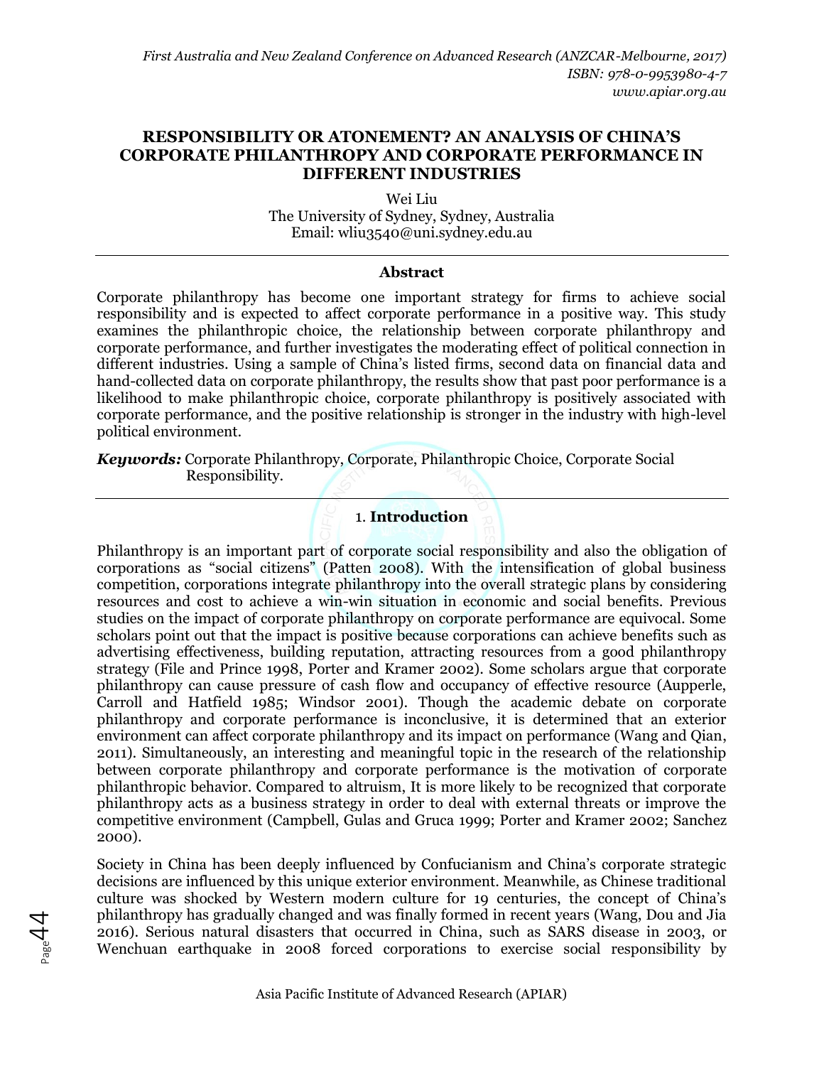# RESPONSIBILITY OR ATONEMENT? AN ANALYSIS OF CHINA'S CORPORATE PHILANTHROPY AND CORPORATE PERFORMANCE IN DIFFERENT INDUSTRIES

Wei Liu
The University of Sydney, Sydney, Australia
Email: wliu3540@uni.sydney.edu.au

---

**Abstract**

Corporate philanthropy has become one important strategy for firms to achieve social responsibility and is expected to affect corporate performance in a positive way. This study examines the philanthropic choice, the relationship between corporate philanthropy and corporate performance, and further investigates the moderating effect of political connection in different industries. Using a sample of China's listed firms, second data on financial data and hand-collected data on corporate philanthropy, the results show that past poor performance is a likelihood to make philanthropic choice, corporate philanthropy is positively associated with corporate performance, and the positive relationship is stronger in the industry with high-level political environment.

***Keywords:*** Corporate Philanthropy, Corporate, Philanthropic Choice, Corporate Social Responsibility.

---

## 1. Introduction

Philanthropy is an important part of corporate social responsibility and also the obligation of corporations as "social citizens" (Patten 2008). With the intensification of global business competition, corporations integrate philanthropy into the overall strategic plans by considering resources and cost to achieve a win-win situation in economic and social benefits. Previous studies on the impact of corporate philanthropy on corporate performance are equivocal. Some scholars point out that the impact is positive because corporations can achieve benefits such as advertising effectiveness, building reputation, attracting resources from a good philanthropy strategy (File and Prince 1998, Porter and Kramer 2002). Some scholars argue that corporate philanthropy can cause pressure of cash flow and occupancy of effective resource (Aupperle, Carroll and Hatfield 1985; Windsor 2001). Though the academic debate on corporate philanthropy and corporate performance is inconclusive, it is determined that an exterior environment can affect corporate philanthropy and its impact on performance (Wang and Qian, 2011). Simultaneously, an interesting and meaningful topic in the research of the relationship between corporate philanthropy and corporate performance is the motivation of corporate philanthropic behavior. Compared to altruism, It is more likely to be recognized that corporate philanthropy acts as a business strategy in order to deal with external threats or improve the competitive environment (Campbell, Gulas and Gruca 1999; Porter and Kramer 2002; Sanchez 2000).

Society in China has been deeply influenced by Confucianism and China's corporate strategic decisions are influenced by this unique exterior environment. Meanwhile, as Chinese traditional culture was shocked by Western modern culture for 19 centuries, the concept of China's philanthropy has gradually changed and was finally formed in recent years (Wang, Dou and Jia 2016). Serious natural disasters that occurred in China, such as SARS disease in 2003, or Wenchuan earthquake in 2008 forced corporations to exercise social responsibility by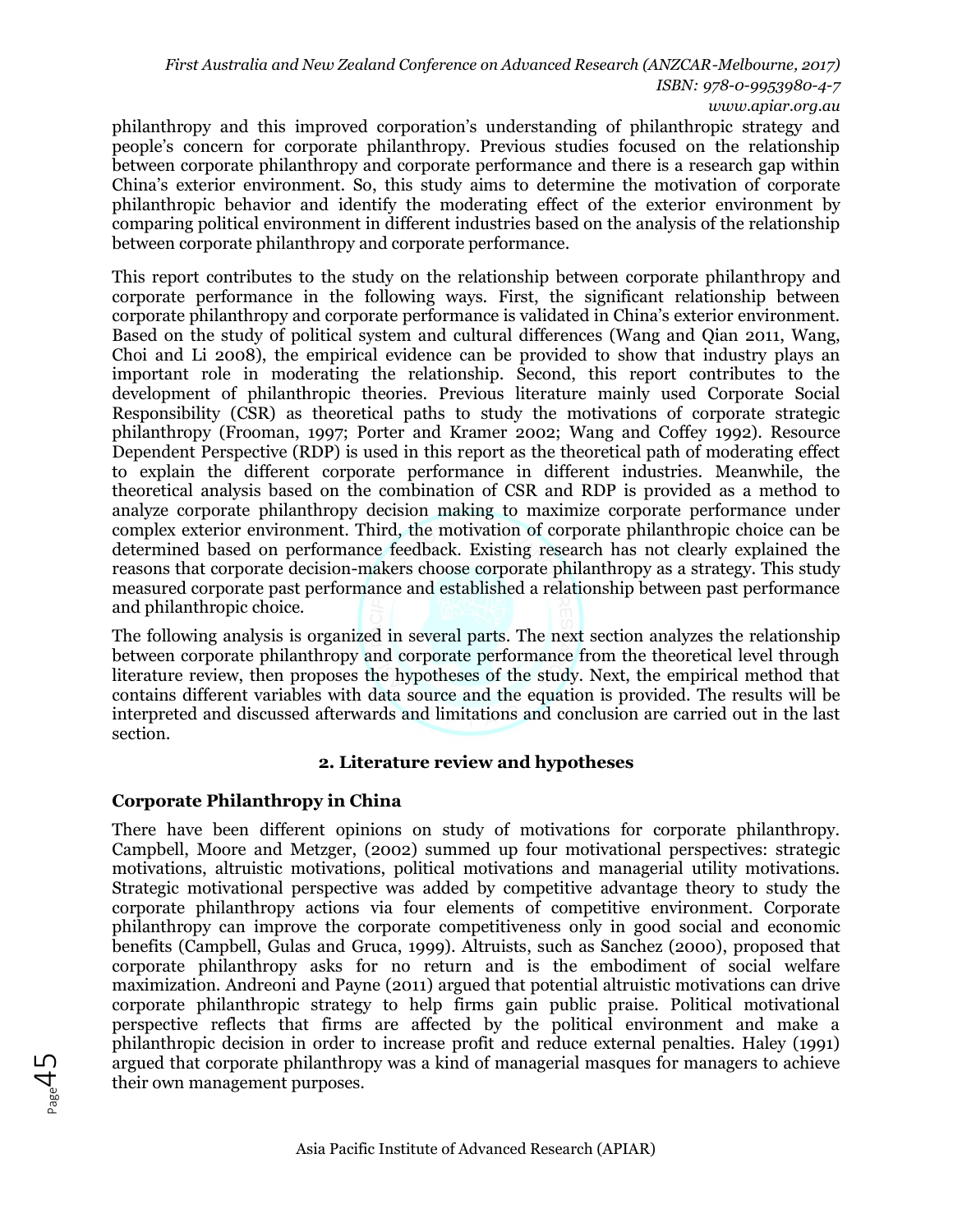philanthropy and this improved corporation's understanding of philanthropic strategy and people's concern for corporate philanthropy. Previous studies focused on the relationship between corporate philanthropy and corporate performance and there is a research gap within China's exterior environment. So, this study aims to determine the motivation of corporate philanthropic behavior and identify the moderating effect of the exterior environment by comparing political environment in different industries based on the analysis of the relationship between corporate philanthropy and corporate performance.

This report contributes to the study on the relationship between corporate philanthropy and corporate performance in the following ways. First, the significant relationship between corporate philanthropy and corporate performance is validated in China's exterior environment. Based on the study of political system and cultural differences (Wang and Qian 2011, Wang, Choi and Li 2008), the empirical evidence can be provided to show that industry plays an important role in moderating the relationship. Second, this report contributes to the development of philanthropic theories. Previous literature mainly used Corporate Social Responsibility (CSR) as theoretical paths to study the motivations of corporate strategic philanthropy (Frooman, 1997; Porter and Kramer 2002; Wang and Coffey 1992). Resource Dependent Perspective (RDP) is used in this report as the theoretical path of moderating effect to explain the different corporate performance in different industries. Meanwhile, the theoretical analysis based on the combination of CSR and RDP is provided as a method to analyze corporate philanthropy decision making to maximize corporate performance under complex exterior environment. Third, the motivation of corporate philanthropic choice can be determined based on performance feedback. Existing research has not clearly explained the reasons that corporate decision-makers choose corporate philanthropy as a strategy. This study measured corporate past performance and established a relationship between past performance and philanthropic choice.

The following analysis is organized in several parts. The next section analyzes the relationship between corporate philanthropy and corporate performance from the theoretical level through literature review, then proposes the hypotheses of the study. Next, the empirical method that contains different variables with data source and the equation is provided. The results will be interpreted and discussed afterwards and limitations and conclusion are carried out in the last section.

## 2. Literature review and hypotheses

### Corporate Philanthropy in China

There have been different opinions on study of motivations for corporate philanthropy. Campbell, Moore and Metzger, (2002) summed up four motivational perspectives: strategic motivations, altruistic motivations, political motivations and managerial utility motivations. Strategic motivational perspective was added by competitive advantage theory to study the corporate philanthropy actions via four elements of competitive environment. Corporate philanthropy can improve the corporate competitiveness only in good social and economic benefits (Campbell, Gulas and Gruca, 1999). Altruists, such as Sanchez (2000), proposed that corporate philanthropy asks for no return and is the embodiment of social welfare maximization. Andreoni and Payne (2011) argued that potential altruistic motivations can drive corporate philanthropic strategy to help firms gain public praise. Political motivational perspective reflects that firms are affected by the political environment and make a philanthropic decision in order to increase profit and reduce external penalties. Haley (1991) argued that corporate philanthropy was a kind of managerial masques for managers to achieve their own management purposes.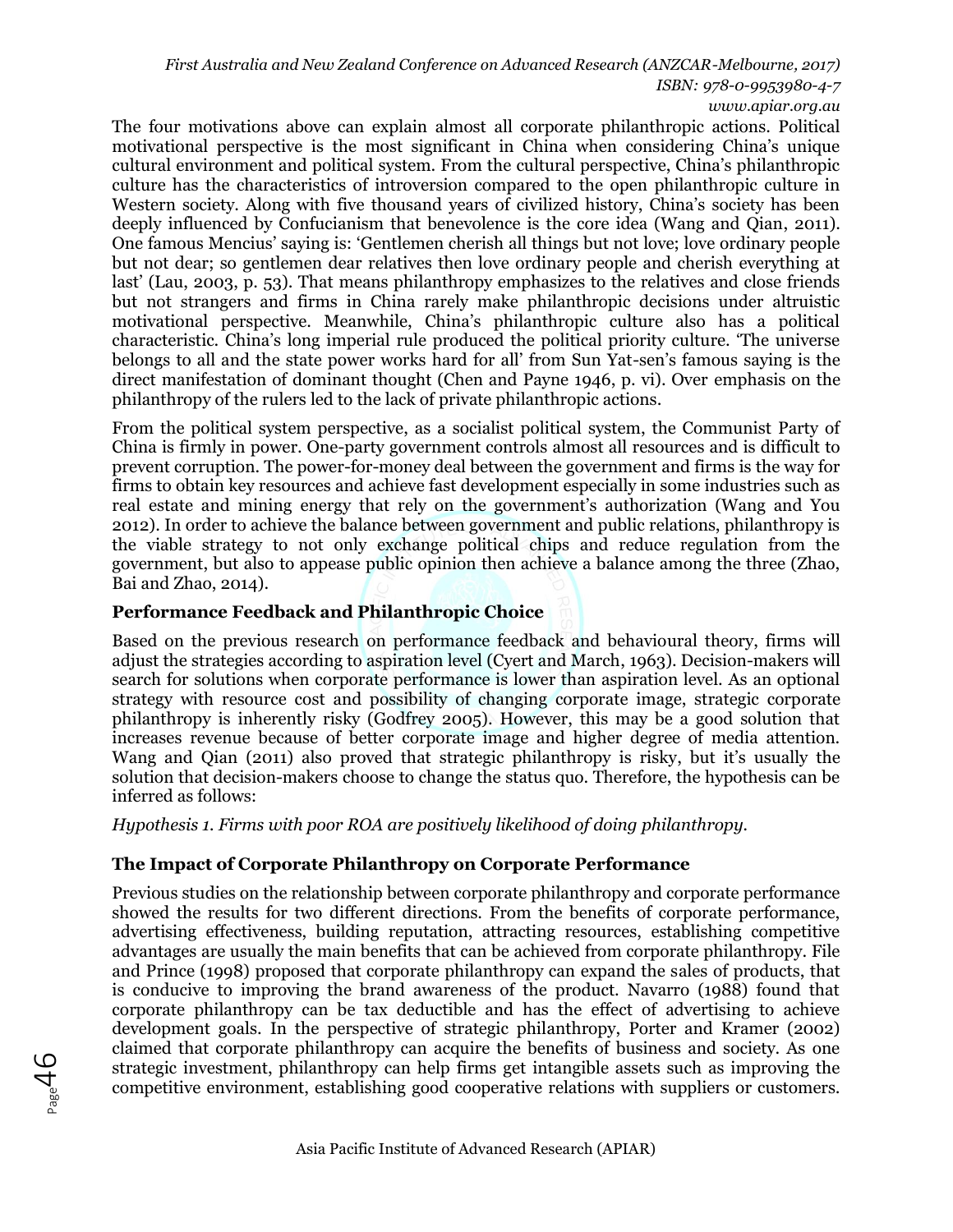The four motivations above can explain almost all corporate philanthropic actions. Political motivational perspective is the most significant in China when considering China's unique cultural environment and political system. From the cultural perspective, China's philanthropic culture has the characteristics of introversion compared to the open philanthropic culture in Western society. Along with five thousand years of civilized history, China's society has been deeply influenced by Confucianism that benevolence is the core idea (Wang and Qian, 2011). One famous Mencius' saying is: 'Gentlemen cherish all things but not love; love ordinary people but not dear; so gentlemen dear relatives then love ordinary people and cherish everything at last' (Lau, 2003, p. 53). That means philanthropy emphasizes to the relatives and close friends but not strangers and firms in China rarely make philanthropic decisions under altruistic motivational perspective. Meanwhile, China's philanthropic culture also has a political characteristic. China's long imperial rule produced the political priority culture. 'The universe belongs to all and the state power works hard for all' from Sun Yat-sen's famous saying is the direct manifestation of dominant thought (Chen and Payne 1946, p. vi). Over emphasis on the philanthropy of the rulers led to the lack of private philanthropic actions.

From the political system perspective, as a socialist political system, the Communist Party of China is firmly in power. One-party government controls almost all resources and is difficult to prevent corruption. The power-for-money deal between the government and firms is the way for firms to obtain key resources and achieve fast development especially in some industries such as real estate and mining energy that rely on the government's authorization (Wang and You 2012). In order to achieve the balance between government and public relations, philanthropy is the viable strategy to not only exchange political chips and reduce regulation from the government, but also to appease public opinion then achieve a balance among the three (Zhao, Bai and Zhao, 2014).

### Performance Feedback and Philanthropic Choice

Based on the previous research on performance feedback and behavioural theory, firms will adjust the strategies according to aspiration level (Cyert and March, 1963). Decision-makers will search for solutions when corporate performance is lower than aspiration level. As an optional strategy with resource cost and possibility of changing corporate image, strategic corporate philanthropy is inherently risky (Godfrey 2005). However, this may be a good solution that increases revenue because of better corporate image and higher degree of media attention. Wang and Qian (2011) also proved that strategic philanthropy is risky, but it's usually the solution that decision-makers choose to change the status quo. Therefore, the hypothesis can be inferred as follows:

*Hypothesis 1. Firms with poor ROA are positively likelihood of doing philanthropy.*

### The Impact of Corporate Philanthropy on Corporate Performance

Previous studies on the relationship between corporate philanthropy and corporate performance showed the results for two different directions. From the benefits of corporate performance, advertising effectiveness, building reputation, attracting resources, establishing competitive advantages are usually the main benefits that can be achieved from corporate philanthropy. File and Prince (1998) proposed that corporate philanthropy can expand the sales of products, that is conducive to improving the brand awareness of the product. Navarro (1988) found that corporate philanthropy can be tax deductible and has the effect of advertising to achieve development goals. In the perspective of strategic philanthropy, Porter and Kramer (2002) claimed that corporate philanthropy can acquire the benefits of business and society. As one strategic investment, philanthropy can help firms get intangible assets such as improving the competitive environment, establishing good cooperative relations with suppliers or customers.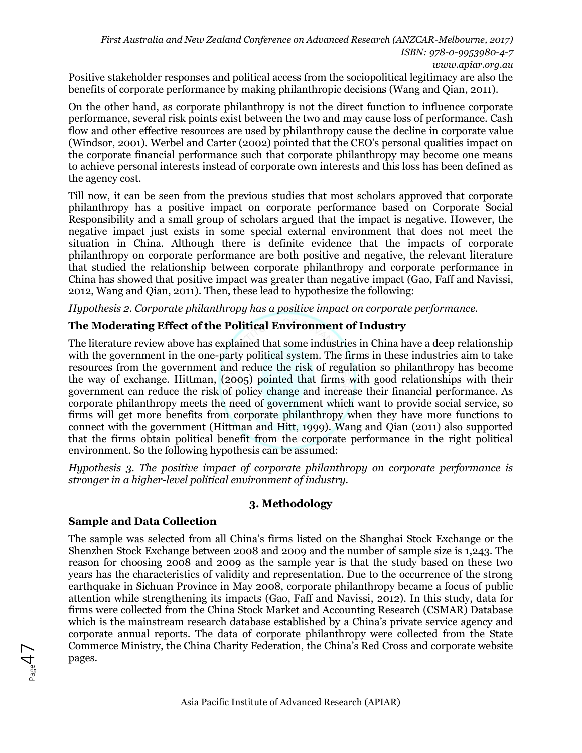Positive stakeholder responses and political access from the sociopolitical legitimacy are also the benefits of corporate performance by making philanthropic decisions (Wang and Qian, 2011).

On the other hand, as corporate philanthropy is not the direct function to influence corporate performance, several risk points exist between the two and may cause loss of performance. Cash flow and other effective resources are used by philanthropy cause the decline in corporate value (Windsor, 2001). Werbel and Carter (2002) pointed that the CEO's personal qualities impact on the corporate financial performance such that corporate philanthropy may become one means to achieve personal interests instead of corporate own interests and this loss has been defined as the agency cost.

Till now, it can be seen from the previous studies that most scholars approved that corporate philanthropy has a positive impact on corporate performance based on Corporate Social Responsibility and a small group of scholars argued that the impact is negative. However, the negative impact just exists in some special external environment that does not meet the situation in China. Although there is definite evidence that the impacts of corporate philanthropy on corporate performance are both positive and negative, the relevant literature that studied the relationship between corporate philanthropy and corporate performance in China has showed that positive impact was greater than negative impact (Gao, Faff and Navissi, 2012, Wang and Qian, 2011). Then, these lead to hypothesize the following:

*Hypothesis 2. Corporate philanthropy has a positive impact on corporate performance.*

### The Moderating Effect of the Political Environment of Industry

The literature review above has explained that some industries in China have a deep relationship with the government in the one-party political system. The firms in these industries aim to take resources from the government and reduce the risk of regulation so philanthropy has become the way of exchange. Hittman, (2005) pointed that firms with good relationships with their government can reduce the risk of policy change and increase their financial performance. As corporate philanthropy meets the need of government which want to provide social service, so firms will get more benefits from corporate philanthropy when they have more functions to connect with the government (Hittman and Hitt, 1999). Wang and Qian (2011) also supported that the firms obtain political benefit from the corporate performance in the right political environment. So the following hypothesis can be assumed:

*Hypothesis 3. The positive impact of corporate philanthropy on corporate performance is stronger in a higher-level political environment of industry.*

## 3. Methodology

### Sample and Data Collection

The sample was selected from all China's firms listed on the Shanghai Stock Exchange or the Shenzhen Stock Exchange between 2008 and 2009 and the number of sample size is 1,243. The reason for choosing 2008 and 2009 as the sample year is that the study based on these two years has the characteristics of validity and representation. Due to the occurrence of the strong earthquake in Sichuan Province in May 2008, corporate philanthropy became a focus of public attention while strengthening its impacts (Gao, Faff and Navissi, 2012). In this study, data for firms were collected from the China Stock Market and Accounting Research (CSMAR) Database which is the mainstream research database established by a China's private service agency and corporate annual reports. The data of corporate philanthropy were collected from the State Commerce Ministry, the China Charity Federation, the China's Red Cross and corporate website pages.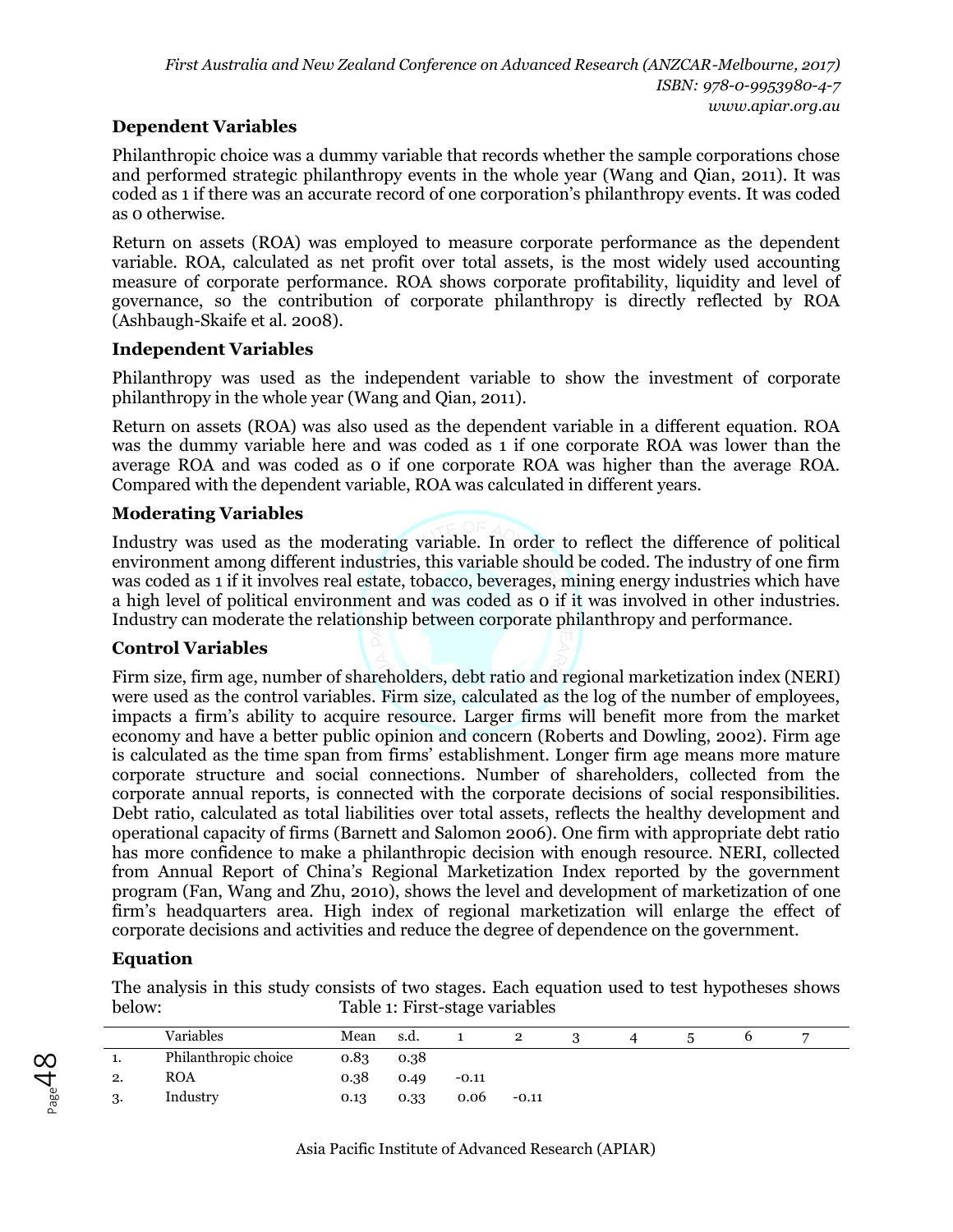## Dependent Variables

Philanthropic choice was a dummy variable that records whether the sample corporations chose and performed strategic philanthropy events in the whole year (Wang and Qian, 2011). It was coded as 1 if there was an accurate record of one corporation's philanthropy events. It was coded as 0 otherwise.

Return on assets (ROA) was employed to measure corporate performance as the dependent variable. ROA, calculated as net profit over total assets, is the most widely used accounting measure of corporate performance. ROA shows corporate profitability, liquidity and level of governance, so the contribution of corporate philanthropy is directly reflected by ROA (Ashbaugh-Skaife et al. 2008).

## Independent Variables

Philanthropy was used as the independent variable to show the investment of corporate philanthropy in the whole year (Wang and Qian, 2011).

Return on assets (ROA) was also used as the dependent variable in a different equation. ROA was the dummy variable here and was coded as 1 if one corporate ROA was lower than the average ROA and was coded as 0 if one corporate ROA was higher than the average ROA. Compared with the dependent variable, ROA was calculated in different years.

## Moderating Variables

Industry was used as the moderating variable. In order to reflect the difference of political environment among different industries, this variable should be coded. The industry of one firm was coded as 1 if it involves real estate, tobacco, beverages, mining energy industries which have a high level of political environment and was coded as 0 if it was involved in other industries. Industry can moderate the relationship between corporate philanthropy and performance.

## Control Variables

Firm size, firm age, number of shareholders, debt ratio and regional marketization index (NERI) were used as the control variables. Firm size, calculated as the log of the number of employees, impacts a firm's ability to acquire resource. Larger firms will benefit more from the market economy and have a better public opinion and concern (Roberts and Dowling, 2002). Firm age is calculated as the time span from firms' establishment. Longer firm age means more mature corporate structure and social connections. Number of shareholders, collected from the corporate annual reports, is connected with the corporate decisions of social responsibilities. Debt ratio, calculated as total liabilities over total assets, reflects the healthy development and operational capacity of firms (Barnett and Salomon 2006). One firm with appropriate debt ratio has more confidence to make a philanthropic decision with enough resource. NERI, collected from Annual Report of China's Regional Marketization Index reported by the government program (Fan, Wang and Zhu, 2010), shows the level and development of marketization of one firm's headquarters area. High index of regional marketization will enlarge the effect of corporate decisions and activities and reduce the degree of dependence on the government.

## Equation

The analysis in this study consists of two stages. Each equation used to test hypotheses shows below:

Table 1: First-stage variables

| | Variables | Mean | s.d. | 1 | 2 | 3 | 4 | 5 | 6 | 7 |
|---|---|---|---|---|---|---|---|---|---|---|
| 1. | Philanthropic choice | 0.83 | 0.38 | | | | | | | |
| 2. | ROA | 0.38 | 0.49 | -0.11 | | | | | | |
| 3. | Industry | 0.13 | 0.33 | 0.06 | -0.11 | | | | | |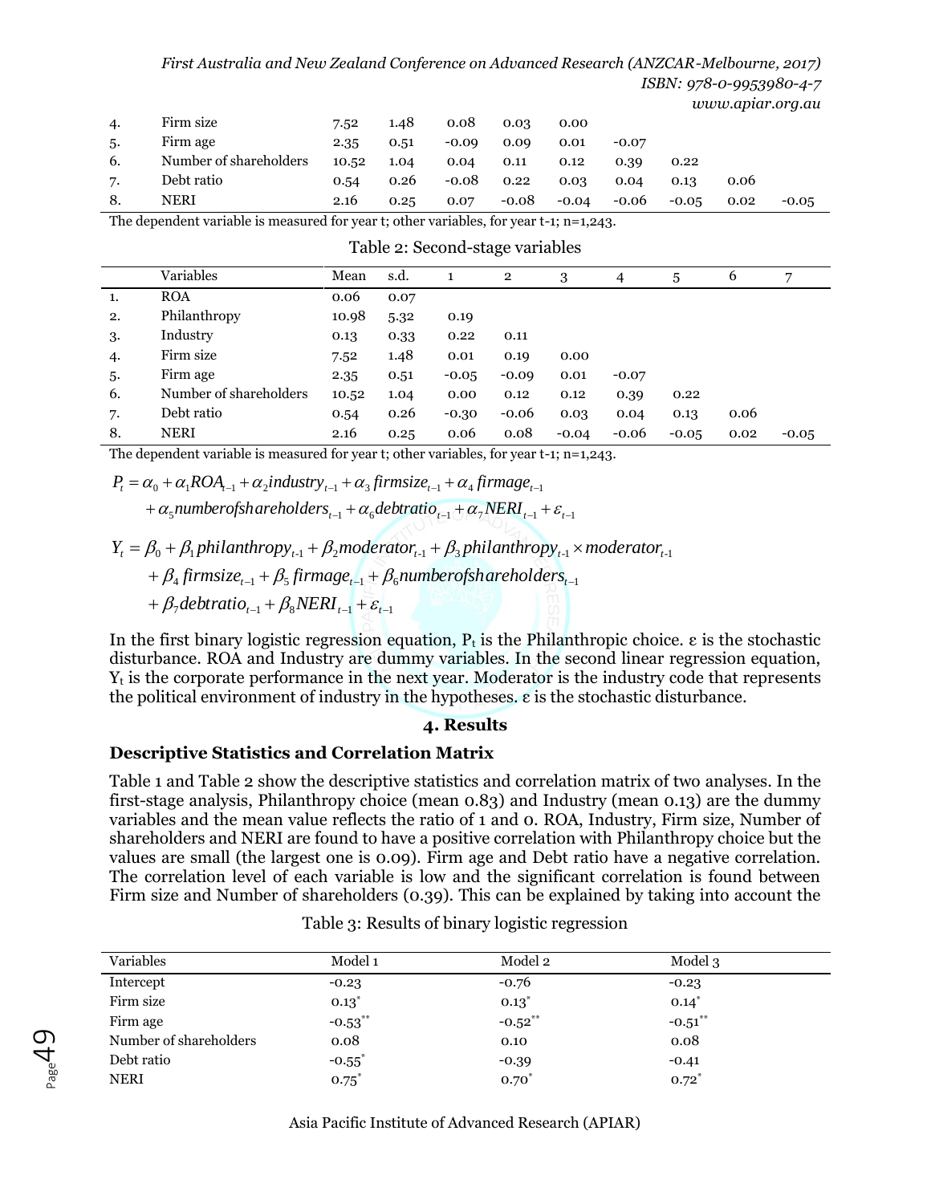| | Variables | Mean | s.d. | 1 | 2 | 3 | 4 | 5 | 6 | 7 |
|---|---|---|---|---|---|---|---|---|---|---|
| 4. | Firm size | 7.52 | 1.48 | 0.08 | 0.03 | 0.00 | | | | |
| 5. | Firm age | 2.35 | 0.51 | -0.09 | 0.09 | 0.01 | -0.07 | | | |
| 6. | Number of shareholders | 10.52 | 1.04 | 0.04 | 0.11 | 0.12 | 0.39 | 0.22 | | |
| 7. | Debt ratio | 0.54 | 0.26 | -0.08 | 0.22 | 0.03 | 0.04 | 0.13 | 0.06 | |
| 8. | NERI | 2.16 | 0.25 | 0.07 | -0.08 | -0.04 | -0.06 | -0.05 | 0.02 | -0.05 |

The dependent variable is measured for year t; other variables, for year t-1; n=1,243.

Table 2: Second-stage variables

| | Variables | Mean | s.d. | 1 | 2 | 3 | 4 | 5 | 6 | 7 |
|---|---|---|---|---|---|---|---|---|---|---|
| 1. | ROA | 0.06 | 0.07 | | | | | | | |
| 2. | Philanthropy | 10.98 | 5.32 | 0.19 | | | | | | |
| 3. | Industry | 0.13 | 0.33 | 0.22 | 0.11 | | | | | |
| 4. | Firm size | 7.52 | 1.48 | 0.01 | 0.19 | 0.00 | | | | |
| 5. | Firm age | 2.35 | 0.51 | -0.05 | -0.09 | 0.01 | -0.07 | | | |
| 6. | Number of shareholders | 10.52 | 1.04 | 0.00 | 0.12 | 0.12 | 0.39 | 0.22 | | |
| 7. | Debt ratio | 0.54 | 0.26 | -0.30 | -0.06 | 0.03 | 0.04 | 0.13 | 0.06 | |
| 8. | NERI | 2.16 | 0.25 | 0.06 | 0.08 | -0.04 | -0.06 | -0.05 | 0.02 | -0.05 |

The dependent variable is measured for year t; other variables, for year t-1; n=1,243.

$$P_t = \alpha_0 + \alpha_1 ROA_{t-1} + \alpha_2 industry_{t-1} + \alpha_3 firmsize_{t-1} + \alpha_4 firmage_{t-1} + \alpha_5 numberofshareholders_{t-1} + \alpha_6 debtratio_{t-1} + \alpha_7 NERI_{t-1} + \varepsilon_{t-1}$$

$$Y_t = \beta_0 + \beta_1 philanthropy_{t-1} + \beta_2 moderator_{t-1} + \beta_3 philanthropy_{t-1} \times moderator_{t-1} + \beta_4 firmsize_{t-1} + \beta_5 firmage_{t-1} + \beta_6 numberofshareholders_{t-1} + \beta_7 debtratio_{t-1} + \beta_8 NERI_{t-1} + \varepsilon_{t-1}$$

In the first binary logistic regression equation, $P_t$ is the Philanthropic choice. ε is the stochastic disturbance. ROA and Industry are dummy variables. In the second linear regression equation, $Y_t$ is the corporate performance in the next year. Moderator is the industry code that represents the political environment of industry in the hypotheses. ε is the stochastic disturbance.

## 4. Results

### Descriptive Statistics and Correlation Matrix

Table 1 and Table 2 show the descriptive statistics and correlation matrix of two analyses. In the first-stage analysis, Philanthropy choice (mean 0.83) and Industry (mean 0.13) are the dummy variables and the mean value reflects the ratio of 1 and 0. ROA, Industry, Firm size, Number of shareholders and NERI are found to have a positive correlation with Philanthropy choice but the values are small (the largest one is 0.09). Firm age and Debt ratio have a negative correlation. The correlation level of each variable is low and the significant correlation is found between Firm size and Number of shareholders (0.39). This can be explained by taking into account the

Table 3: Results of binary logistic regression

| Variables | Model 1 | Model 2 | Model 3 |
|---|---|---|---|
| Intercept | -0.23 | -0.76 | -0.23 |
| Firm size | 0.13* | 0.13* | 0.14* |
| Firm age | -0.53** | -0.52** | -0.51** |
| Number of shareholders | 0.08 | 0.10 | 0.08 |
| Debt ratio | -0.55* | -0.39 | -0.41 |
| NERI | 0.75* | 0.70* | 0.72* |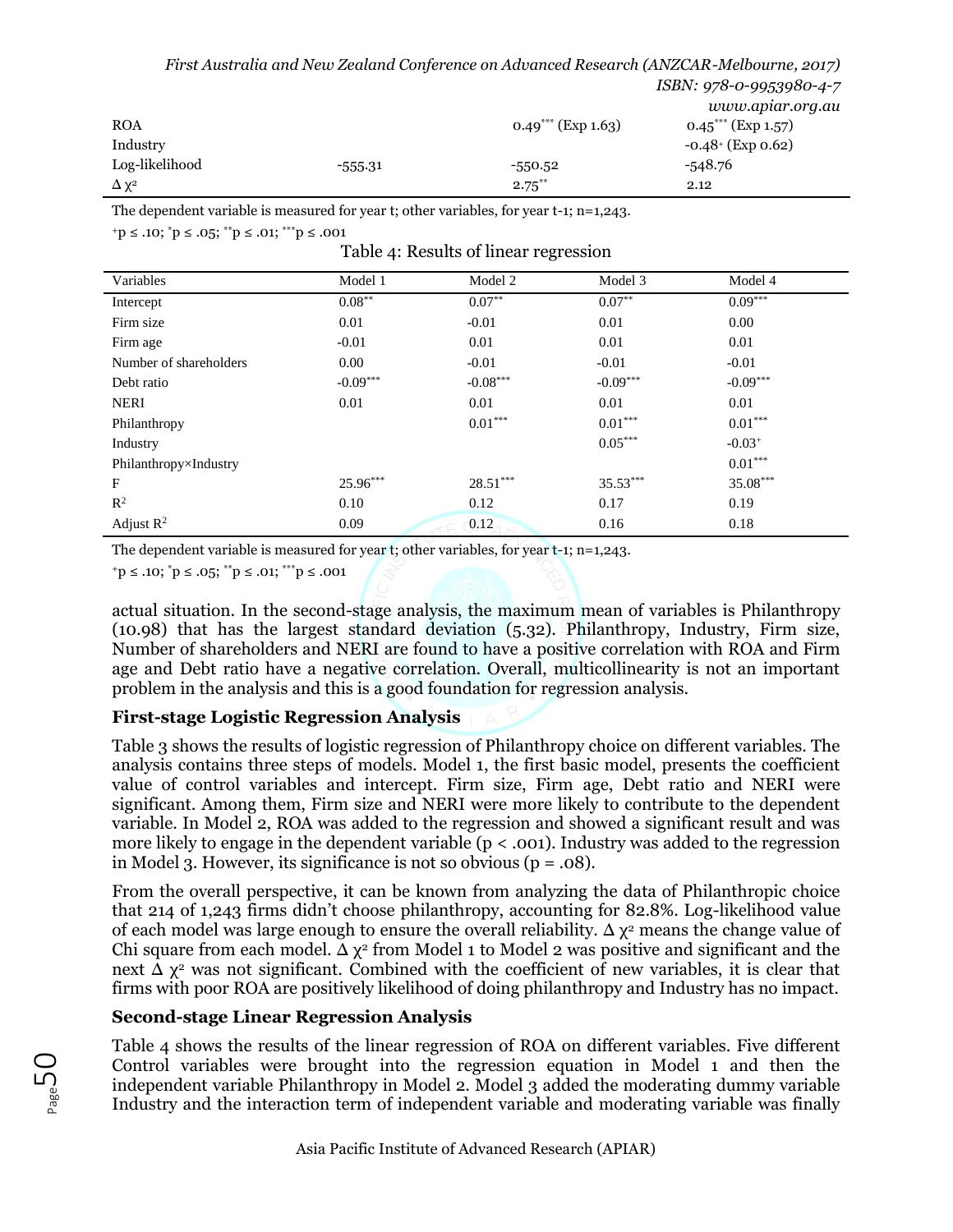| | | | |
|---|---|---|---|
| ROA | | $0.49^{***}$ (Exp 1.63) | $0.45^{***}$ (Exp 1.57) |
| Industry | | | $-0.48^{+}$ (Exp 0.62) |
| Log-likelihood | -555.31 | -550.52 | -548.76 |
| $\Delta\chi^2$ | | $2.75^{**}$ | 2.12 |

The dependent variable is measured for year t; other variables, for year t-1; n=1,243.

$^{+}p \leq .10$; $^{*}p \leq .05$; $^{**}p \leq .01$; $^{***}p \leq .001$

Table 4: Results of linear regression

| Variables | Model 1 | Model 2 | Model 3 | Model 4 |
|---|---|---|---|---|
| Intercept | $0.08^{**}$ | $0.07^{**}$ | $0.07^{**}$ | $0.09^{***}$ |
| Firm size | 0.01 | -0.01 | 0.01 | 0.00 |
| Firm age | -0.01 | 0.01 | 0.01 | 0.01 |
| Number of shareholders | 0.00 | -0.01 | -0.01 | -0.01 |
| Debt ratio | $-0.09^{***}$ | $-0.08^{***}$ | $-0.09^{***}$ | $-0.09^{***}$ |
| NERI | 0.01 | 0.01 | 0.01 | 0.01 |
| Philanthropy | | $0.01^{***}$ | $0.01^{***}$ | $0.01^{***}$ |
| Industry | | | $0.05^{***}$ | $-0.03^{+}$ |
| Philanthropy×Industry | | | | $0.01^{***}$ |
| F | $25.96^{***}$ | $28.51^{***}$ | $35.53^{***}$ | $35.08^{***}$ |
| $R^2$ | 0.10 | 0.12 | 0.17 | 0.19 |
| Adjust $R^2$ | 0.09 | 0.12 | 0.16 | 0.18 |

The dependent variable is measured for year t; other variables, for year t-1; n=1,243.

$^{+}p \leq .10$; $^{*}p \leq .05$; $^{**}p \leq .01$; $^{***}p \leq .001$

actual situation. In the second-stage analysis, the maximum mean of variables is Philanthropy (10.98) that has the largest standard deviation (5.32). Philanthropy, Industry, Firm size, Number of shareholders and NERI are found to have a positive correlation with ROA and Firm age and Debt ratio have a negative correlation. Overall, multicollinearity is not an important problem in the analysis and this is a good foundation for regression analysis.

**First-stage Logistic Regression Analysis**

Table 3 shows the results of logistic regression of Philanthropy choice on different variables. The analysis contains three steps of models. Model 1, the first basic model, presents the coefficient value of control variables and intercept. Firm size, Firm age, Debt ratio and NERI were significant. Among them, Firm size and NERI were more likely to contribute to the dependent variable. In Model 2, ROA was added to the regression and showed a significant result and was more likely to engage in the dependent variable ($p < .001$). Industry was added to the regression in Model 3. However, its significance is not so obvious ($p = .08$).

From the overall perspective, it can be known from analyzing the data of Philanthropic choice that 214 of 1,243 firms didn't choose philanthropy, accounting for 82.8%. Log-likelihood value of each model was large enough to ensure the overall reliability. $\Delta\chi^2$ means the change value of Chi square from each model. $\Delta\chi^2$ from Model 1 to Model 2 was positive and significant and the next $\Delta\chi^2$ was not significant. Combined with the coefficient of new variables, it is clear that firms with poor ROA are positively likelihood of doing philanthropy and Industry has no impact.

**Second-stage Linear Regression Analysis**

Table 4 shows the results of the linear regression of ROA on different variables. Five different Control variables were brought into the regression equation in Model 1 and then the independent variable Philanthropy in Model 2. Model 3 added the moderating dummy variable Industry and the interaction term of independent variable and moderating variable was finally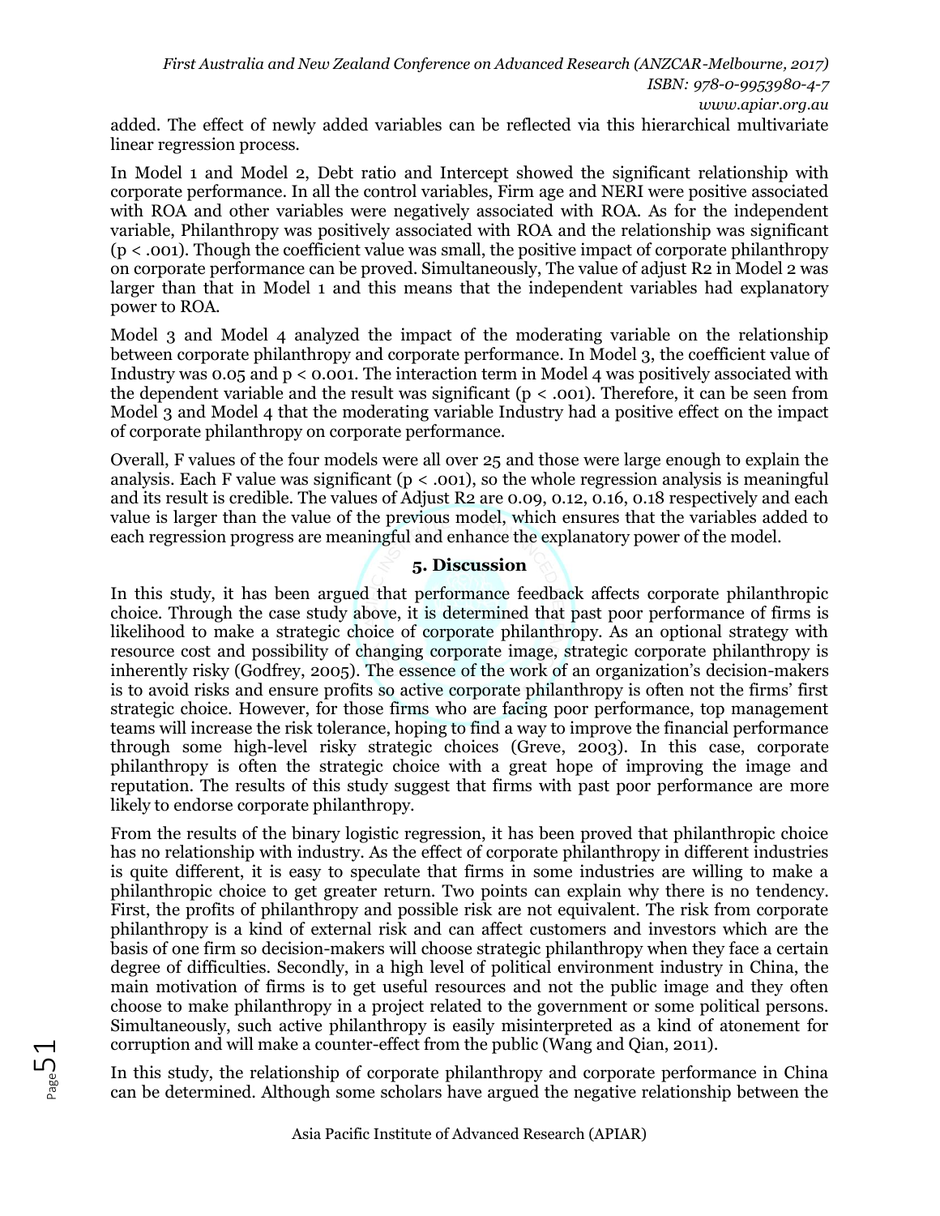added. The effect of newly added variables can be reflected via this hierarchical multivariate linear regression process.

In Model 1 and Model 2, Debt ratio and Intercept showed the significant relationship with corporate performance. In all the control variables, Firm age and NERI were positive associated with ROA and other variables were negatively associated with ROA. As for the independent variable, Philanthropy was positively associated with ROA and the relationship was significant ($p < .001$). Though the coefficient value was small, the positive impact of corporate philanthropy on corporate performance can be proved. Simultaneously, The value of adjust R2 in Model 2 was larger than that in Model 1 and this means that the independent variables had explanatory power to ROA.

Model 3 and Model 4 analyzed the impact of the moderating variable on the relationship between corporate philanthropy and corporate performance. In Model 3, the coefficient value of Industry was 0.05 and $p < 0.001$. The interaction term in Model 4 was positively associated with the dependent variable and the result was significant ($p < .001$). Therefore, it can be seen from Model 3 and Model 4 that the moderating variable Industry had a positive effect on the impact of corporate philanthropy on corporate performance.

Overall, F values of the four models were all over 25 and those were large enough to explain the analysis. Each F value was significant ($p < .001$), so the whole regression analysis is meaningful and its result is credible. The values of Adjust R2 are 0.09, 0.12, 0.16, 0.18 respectively and each value is larger than the value of the previous model, which ensures that the variables added to each regression progress are meaningful and enhance the explanatory power of the model.

## 5. Discussion

In this study, it has been argued that performance feedback affects corporate philanthropic choice. Through the case study above, it is determined that past poor performance of firms is likelihood to make a strategic choice of corporate philanthropy. As an optional strategy with resource cost and possibility of changing corporate image, strategic corporate philanthropy is inherently risky (Godfrey, 2005). The essence of the work of an organization's decision-makers is to avoid risks and ensure profits so active corporate philanthropy is often not the firms' first strategic choice. However, for those firms who are facing poor performance, top management teams will increase the risk tolerance, hoping to find a way to improve the financial performance through some high-level risky strategic choices (Greve, 2003). In this case, corporate philanthropy is often the strategic choice with a great hope of improving the image and reputation. The results of this study suggest that firms with past poor performance are more likely to endorse corporate philanthropy.

From the results of the binary logistic regression, it has been proved that philanthropic choice has no relationship with industry. As the effect of corporate philanthropy in different industries is quite different, it is easy to speculate that firms in some industries are willing to make a philanthropic choice to get greater return. Two points can explain why there is no tendency. First, the profits of philanthropy and possible risk are not equivalent. The risk from corporate philanthropy is a kind of external risk and can affect customers and investors which are the basis of one firm so decision-makers will choose strategic philanthropy when they face a certain degree of difficulties. Secondly, in a high level of political environment industry in China, the main motivation of firms is to get useful resources and not the public image and they often choose to make philanthropy in a project related to the government or some political persons. Simultaneously, such active philanthropy is easily misinterpreted as a kind of atonement for corruption and will make a counter-effect from the public (Wang and Qian, 2011).

In this study, the relationship of corporate philanthropy and corporate performance in China can be determined. Although some scholars have argued the negative relationship between the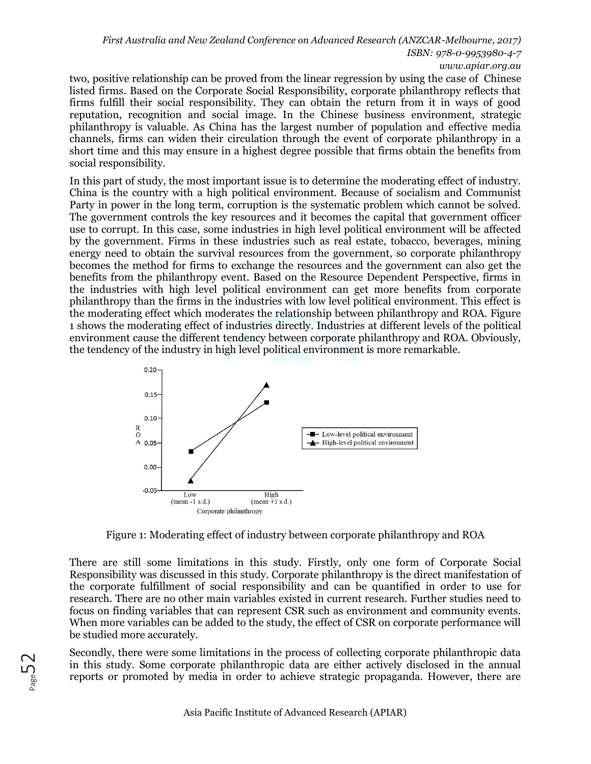two, positive relationship can be proved from the linear regression by using the case of Chinese listed firms. Based on the Corporate Social Responsibility, corporate philanthropy reflects that firms fulfill their social responsibility. They can obtain the return from it in ways of good reputation, recognition and social image. In the Chinese business environment, strategic philanthropy is valuable. As China has the largest number of population and effective media channels, firms can widen their circulation through the event of corporate philanthropy in a short time and this may ensure in a highest degree possible that firms obtain the benefits from social responsibility.

In this part of study, the most important issue is to determine the moderating effect of industry. China is the country with a high political environment. Because of socialism and Communist Party in power in the long term, corruption is the systematic problem which cannot be solved. The government controls the key resources and it becomes the capital that government officer use to corrupt. In this case, some industries in high level political environment will be affected by the government. Firms in these industries such as real estate, tobacco, beverages, mining energy need to obtain the survival resources from the government, so corporate philanthropy becomes the method for firms to exchange the resources and the government can also get the benefits from the philanthropy event. Based on the Resource Dependent Perspective, firms in the industries with high level political environment can get more benefits from corporate philanthropy than the firms in the industries with low level political environment. This effect is the moderating effect which moderates the relationship between philanthropy and ROA. Figure 1 shows the moderating effect of industries directly. Industries at different levels of the political environment cause the different tendency between corporate philanthropy and ROA. Obviously, the tendency of the industry in high level political environment is more remarkable.

Figure 1: Moderating effect of industry between corporate philanthropy and ROA

There are still some limitations in this study. Firstly, only one form of Corporate Social Responsibility was discussed in this study. Corporate philanthropy is the direct manifestation of the corporate fulfillment of social responsibility and can be quantified in order to use for research. There are no other main variables existed in current research. Further studies need to focus on finding variables that can represent CSR such as environment and community events. When more variables can be added to the study, the effect of CSR on corporate performance will be studied more accurately.

Secondly, there were some limitations in the process of collecting corporate philanthropic data in this study. Some corporate philanthropic data are either actively disclosed in the annual reports or promoted by media in order to achieve strategic propaganda. However, there are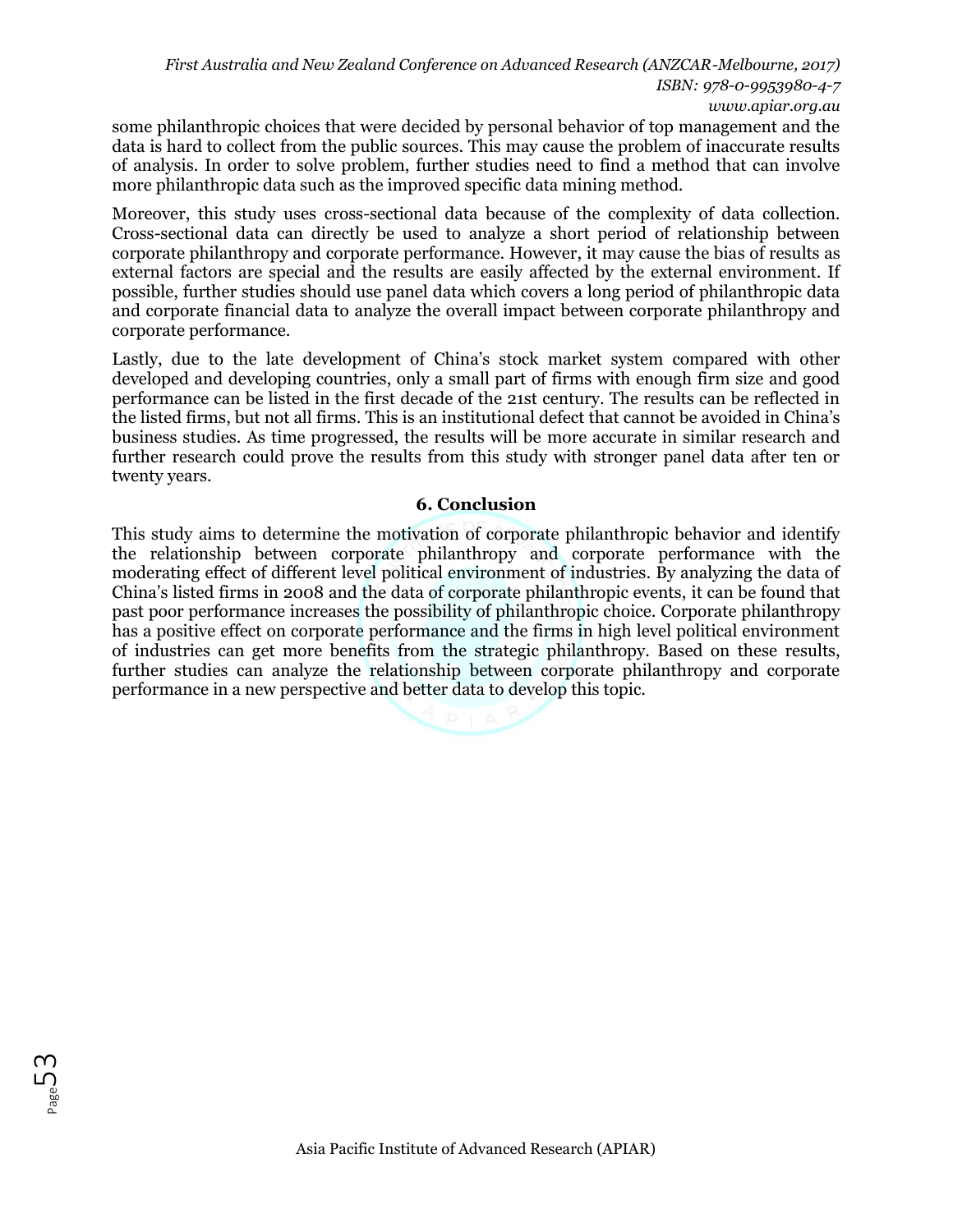some philanthropic choices that were decided by personal behavior of top management and the data is hard to collect from the public sources. This may cause the problem of inaccurate results of analysis. In order to solve problem, further studies need to find a method that can involve more philanthropic data such as the improved specific data mining method.

Moreover, this study uses cross-sectional data because of the complexity of data collection. Cross-sectional data can directly be used to analyze a short period of relationship between corporate philanthropy and corporate performance. However, it may cause the bias of results as external factors are special and the results are easily affected by the external environment. If possible, further studies should use panel data which covers a long period of philanthropic data and corporate financial data to analyze the overall impact between corporate philanthropy and corporate performance.

Lastly, due to the late development of China's stock market system compared with other developed and developing countries, only a small part of firms with enough firm size and good performance can be listed in the first decade of the 21st century. The results can be reflected in the listed firms, but not all firms. This is an institutional defect that cannot be avoided in China's business studies. As time progressed, the results will be more accurate in similar research and further research could prove the results from this study with stronger panel data after ten or twenty years.

## 6. Conclusion

This study aims to determine the motivation of corporate philanthropic behavior and identify the relationship between corporate philanthropy and corporate performance with the moderating effect of different level political environment of industries. By analyzing the data of China's listed firms in 2008 and the data of corporate philanthropic events, it can be found that past poor performance increases the possibility of philanthropic choice. Corporate philanthropy has a positive effect on corporate performance and the firms in high level political environment of industries can get more benefits from the strategic philanthropy. Based on these results, further studies can analyze the relationship between corporate philanthropy and corporate performance in a new perspective and better data to develop this topic.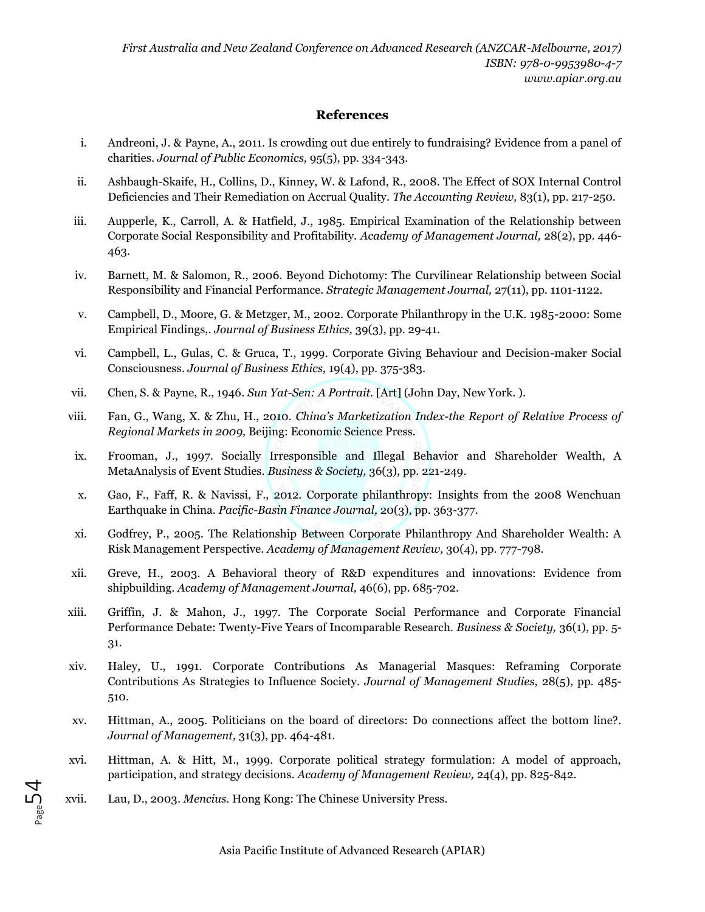## References

i. Andreoni, J. & Payne, A., 2011. Is crowding out due entirely to fundraising? Evidence from a panel of charities. *Journal of Public Economics,* 95(5), pp. 334-343.

ii. Ashbaugh-Skaife, H., Collins, D., Kinney, W. & Lafond, R., 2008. The Effect of SOX Internal Control Deficiencies and Their Remediation on Accrual Quality. *The Accounting Review,* 83(1), pp. 217-250.

iii. Aupperle, K., Carroll, A. & Hatfield, J., 1985. Empirical Examination of the Relationship between Corporate Social Responsibility and Profitability. *Academy of Management Journal,* 28(2), pp. 446-463.

iv. Barnett, M. & Salomon, R., 2006. Beyond Dichotomy: The Curvilinear Relationship between Social Responsibility and Financial Performance. *Strategic Management Journal,* 27(11), pp. 1101-1122.

v. Campbell, D., Moore, G. & Metzger, M., 2002. Corporate Philanthropy in the U.K. 1985-2000: Some Empirical Findings,. *Journal of Business Ethics,* 39(3), pp. 29-41.

vi. Campbell, L., Gulas, C. & Gruca, T., 1999. Corporate Giving Behaviour and Decision-maker Social Consciousness. *Journal of Business Ethics,* 19(4), pp. 375-383.

vii. Chen, S. & Payne, R., 1946. *Sun Yat-Sen: A Portrait.* [Art] (John Day, New York. ).

viii. Fan, G., Wang, X. & Zhu, H., 2010. *China's Marketization Index-the Report of Relative Process of Regional Markets in 2009,* Beijing: Economic Science Press.

ix. Frooman, J., 1997. Socially Irresponsible and Illegal Behavior and Shareholder Wealth, A MetaAnalysis of Event Studies. *Business & Society,* 36(3), pp. 221-249.

x. Gao, F., Faff, R. & Navissi, F., 2012. Corporate philanthropy: Insights from the 2008 Wenchuan Earthquake in China. *Pacific-Basin Finance Journal,* 20(3), pp. 363-377.

xi. Godfrey, P., 2005. The Relationship Between Corporate Philanthropy And Shareholder Wealth: A Risk Management Perspective. *Academy of Management Review,* 30(4), pp. 777-798.

xii. Greve, H., 2003. A Behavioral theory of R&D expenditures and innovations: Evidence from shipbuilding. *Academy of Management Journal,* 46(6), pp. 685-702.

xiii. Griffin, J. & Mahon, J., 1997. The Corporate Social Performance and Corporate Financial Performance Debate: Twenty-Five Years of Incomparable Research. *Business & Society,* 36(1), pp. 5-31.

xiv. Haley, U., 1991. Corporate Contributions As Managerial Masques: Reframing Corporate Contributions As Strategies to Influence Society. *Journal of Management Studies,* 28(5), pp. 485-510.

xv. Hittman, A., 2005. Politicians on the board of directors: Do connections affect the bottom line?. *Journal of Management,* 31(3), pp. 464-481.

xvi. Hittman, A. & Hitt, M., 1999. Corporate political strategy formulation: A model of approach, participation, and strategy decisions. *Academy of Management Review,* 24(4), pp. 825-842.

xvii. Lau, D., 2003. *Mencius.* Hong Kong: The Chinese University Press.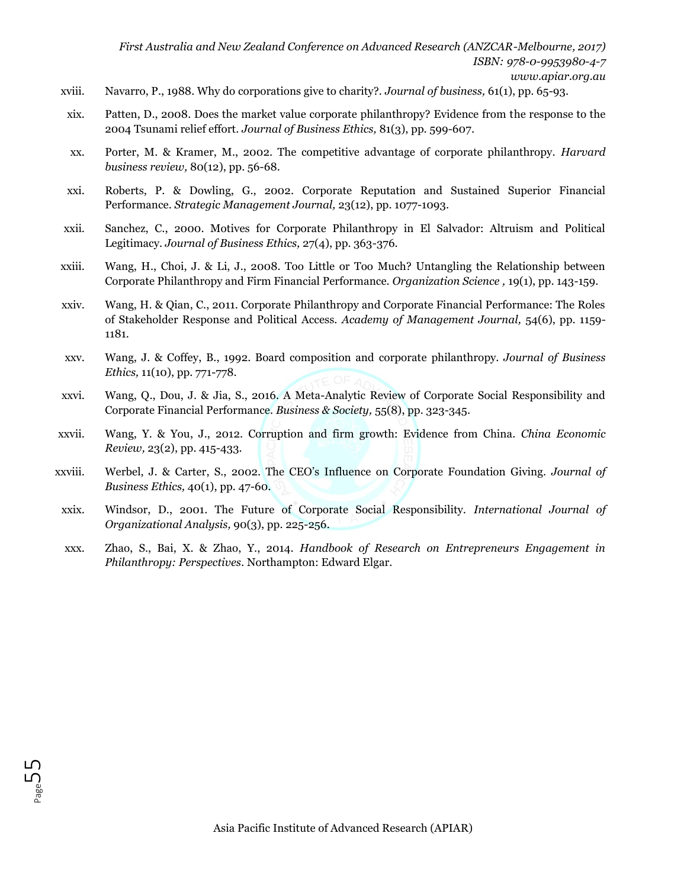xviii. Navarro, P., 1988. Why do corporations give to charity?. *Journal of business,* 61(1), pp. 65-93.

xix. Patten, D., 2008. Does the market value corporate philanthropy? Evidence from the response to the 2004 Tsunami relief effort. *Journal of Business Ethics,* 81(3), pp. 599-607.

xx. Porter, M. & Kramer, M., 2002. The competitive advantage of corporate philanthropy. *Harvard business review,* 80(12), pp. 56-68.

xxi. Roberts, P. & Dowling, G., 2002. Corporate Reputation and Sustained Superior Financial Performance. *Strategic Management Journal,* 23(12), pp. 1077-1093.

xxii. Sanchez, C., 2000. Motives for Corporate Philanthropy in El Salvador: Altruism and Political Legitimacy. *Journal of Business Ethics,* 27(4), pp. 363-376.

xxiii. Wang, H., Choi, J. & Li, J., 2008. Too Little or Too Much? Untangling the Relationship between Corporate Philanthropy and Firm Financial Performance. *Organization Science ,* 19(1), pp. 143-159.

xxiv. Wang, H. & Qian, C., 2011. Corporate Philanthropy and Corporate Financial Performance: The Roles of Stakeholder Response and Political Access. *Academy of Management Journal,* 54(6), pp. 1159-1181.

xxv. Wang, J. & Coffey, B., 1992. Board composition and corporate philanthropy. *Journal of Business Ethics,* 11(10), pp. 771-778.

xxvi. Wang, Q., Dou, J. & Jia, S., 2016. A Meta-Analytic Review of Corporate Social Responsibility and Corporate Financial Performance. *Business & Society,* 55(8), pp. 323-345.

xxvii. Wang, Y. & You, J., 2012. Corruption and firm growth: Evidence from China. *China Economic Review,* 23(2), pp. 415-433.

xxviii. Werbel, J. & Carter, S., 2002. The CEO's Influence on Corporate Foundation Giving. *Journal of Business Ethics,* 40(1), pp. 47-60.

xxix. Windsor, D., 2001. The Future of Corporate Social Responsibility. *International Journal of Organizational Analysis,* 90(3), pp. 225-256.

xxx. Zhao, S., Bai, X. & Zhao, Y., 2014. *Handbook of Research on Entrepreneurs Engagement in Philanthropy: Perspectives*. Northampton: Edward Elgar.